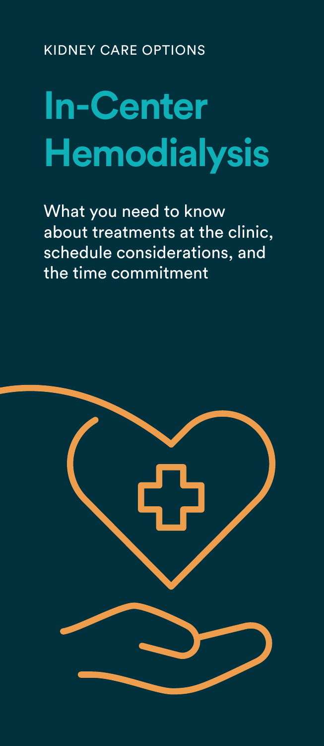KIDNEY CARE OPTIONS

# In-Center Hemodialysis

What you need to know about treatments at the clinic, schedule considerations, and the time commitment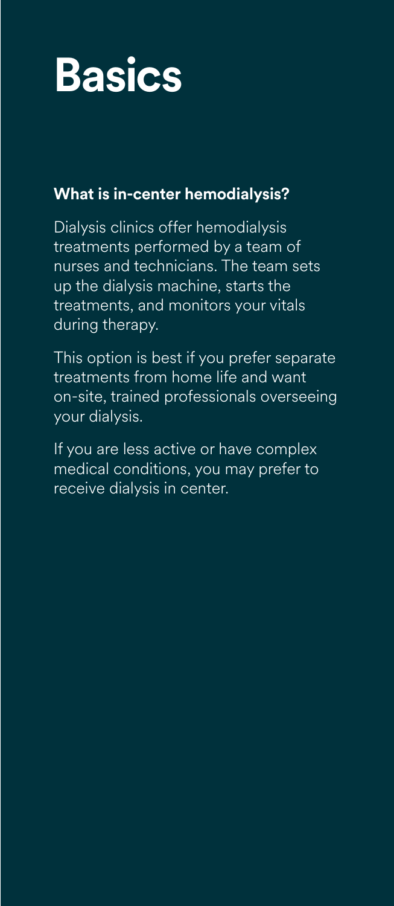# Basics

### What is in-center hemodialysis?

Dialysis clinics offer hemodialysis treatments performed by a team of nurses and technicians. The team sets up the dialysis machine, starts the treatments, and monitors your vitals during therapy.

This option is best if you prefer separate treatments from home life and want on-site, trained professionals overseeing your dialysis.

If you are less active or have complex medical conditions, you may prefer to receive dialysis in center.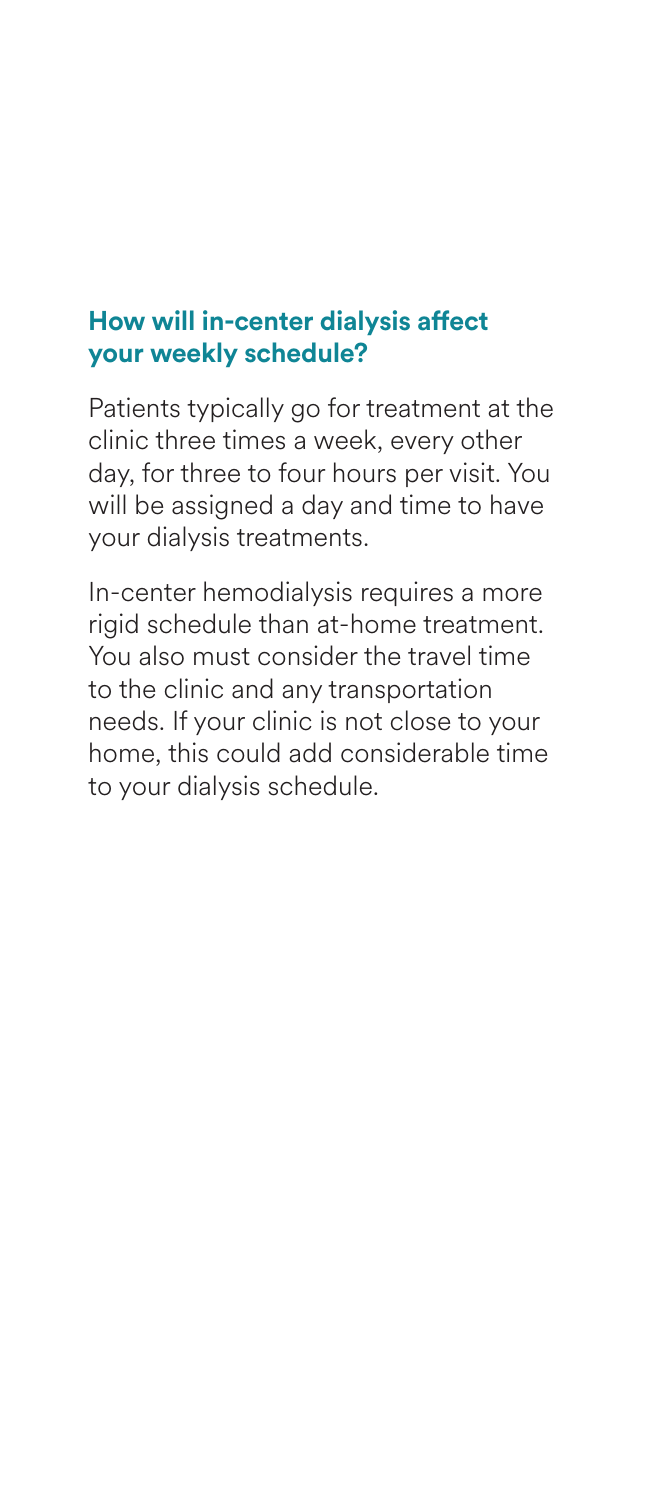## How will in-center dialysis affect your weekly schedule?

Patients typically go for treatment at the clinic three times a week, every other day, for three to four hours per visit. You will be assigned a day and time to have your dialysis treatments.

In-center hemodialysis requires a more rigid schedule than at-home treatment. You also must consider the travel time to the clinic and any transportation needs. If your clinic is not close to your home, this could add considerable time to your dialysis schedule.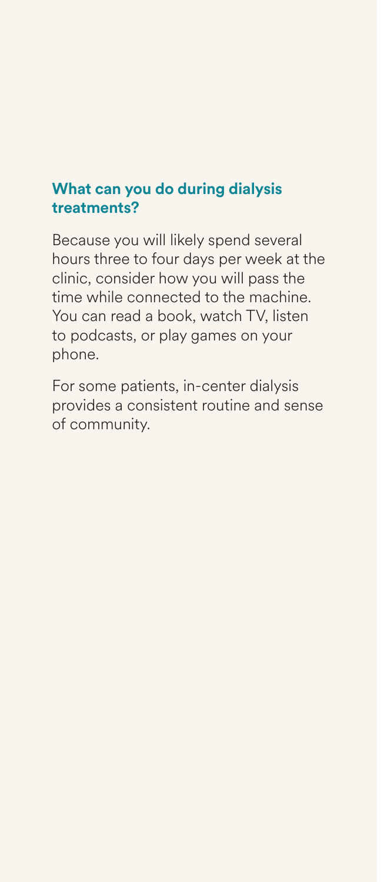## What can you do during dialysis treatments?

Because you will likely spend several hours three to four days per week at the clinic, consider how you will pass the time while connected to the machine. You can read a book, watch TV, listen to podcasts, or play games on your phone.

For some patients, in-center dialysis provides a consistent routine and sense of community.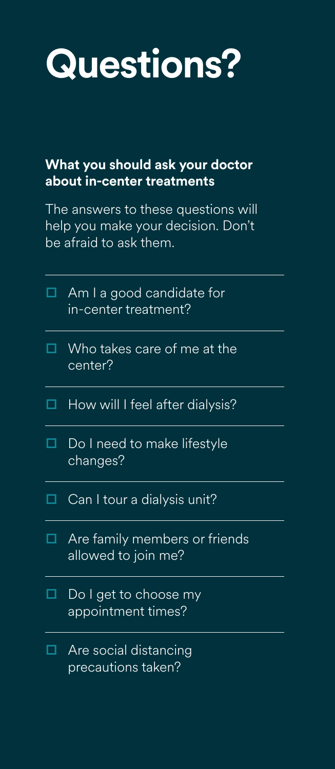# Questions?

**What you should ask your doctor about in-center treatments**

The answers to these questions will help you make your decision. Don't be afraid to ask them.

- [ ] Am I a good candidate for in-center treatment?
- [ ] Who takes care of me at the center?
- [ ] How will I feel after dialysis?
- [ ] Do I need to make lifestyle changes?
- [ ] Can I tour a dialysis unit?
- [ ] Are family members or friends allowed to join me?
- [ ] Do I get to choose my appointment times?
- [ ] Are social distancing precautions taken?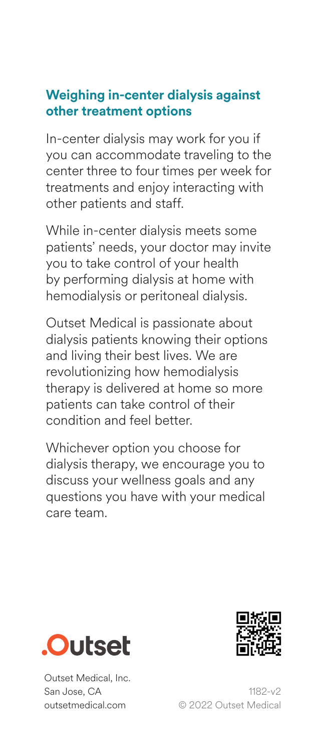## Weighing in-center dialysis against other treatment options

In-center dialysis may work for you if you can accommodate traveling to the center three to four times per week for treatments and enjoy interacting with other patients and staff.

While in-center dialysis meets some patients' needs, your doctor may invite you to take control of your health by performing dialysis at home with hemodialysis or peritoneal dialysis.

Outset Medical is passionate about dialysis patients knowing their options and living their best lives. We are revolutionizing how hemodialysis therapy is delivered at home so more patients can take control of their condition and feel better.

Whichever option you choose for dialysis therapy, we encourage you to discuss your wellness goals and any questions you have with your medical care team.

.Outset

Outset Medical, Inc.
San Jose, CA
outsetmedical.com

1182-v2
© 2022 Outset Medical